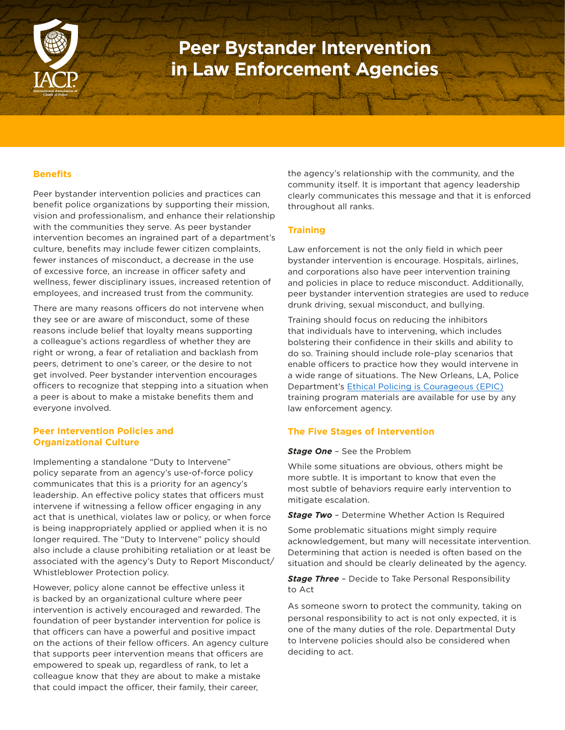# Peer Bystander Intervention in Law Enforcement Agencies

## Benefits

Peer bystander intervention policies and practices can benefit police organizations by supporting their mission, vision and professionalism, and enhance their relationship with the communities they serve. As peer bystander intervention becomes an ingrained part of a department's culture, benefits may include fewer citizen complaints, fewer instances of misconduct, a decrease in the use of excessive force, an increase in officer safety and wellness, fewer disciplinary issues, increased retention of employees, and increased trust from the community.

There are many reasons officers do not intervene when they see or are aware of misconduct, some of these reasons include belief that loyalty means supporting a colleague's actions regardless of whether they are right or wrong, a fear of retaliation and backlash from peers, detriment to one's career, or the desire to not get involved. Peer bystander intervention encourages officers to recognize that stepping into a situation when a peer is about to make a mistake benefits them and everyone involved.

## Peer Intervention Policies and Organizational Culture

Implementing a standalone "Duty to Intervene" policy separate from an agency's use-of-force policy communicates that this is a priority for an agency's leadership. An effective policy states that officers must intervene if witnessing a fellow officer engaging in any act that is unethical, violates law or policy, or when force is being inappropriately applied or applied when it is no longer required. The "Duty to Intervene" policy should also include a clause prohibiting retaliation or at least be associated with the agency's Duty to Report Misconduct/Whistleblower Protection policy.

However, policy alone cannot be effective unless it is backed by an organizational culture where peer intervention is actively encouraged and rewarded. The foundation of peer bystander intervention for police is that officers can have a powerful and positive impact on the actions of their fellow officers. An agency culture that supports peer intervention means that officers are empowered to speak up, regardless of rank, to let a colleague know that they are about to make a mistake that could impact the officer, their family, their career, the agency's relationship with the community, and the community itself. It is important that agency leadership clearly communicates this message and that it is enforced throughout all ranks.

## Training

Law enforcement is not the only field in which peer bystander intervention is encourage. Hospitals, airlines, and corporations also have peer intervention training and policies in place to reduce misconduct. Additionally, peer bystander intervention strategies are used to reduce drunk driving, sexual misconduct, and bullying.

Training should focus on reducing the inhibitors that individuals have to intervening, which includes bolstering their confidence in their skills and ability to do so. Training should include role-play scenarios that enable officers to practice how they would intervene in a wide range of situations. The New Orleans, LA, Police Department's Ethical Policing is Courageous (EPIC) training program materials are available for use by any law enforcement agency.

## The Five Stages of Intervention

***Stage One*** – See the Problem

While some situations are obvious, others might be more subtle. It is important to know that even the most subtle of behaviors require early intervention to mitigate escalation.

***Stage Two*** – Determine Whether Action Is Required

Some problematic situations might simply require acknowledgement, but many will necessitate intervention. Determining that action is needed is often based on the situation and should be clearly delineated by the agency.

***Stage Three*** – Decide to Take Personal Responsibility to Act

As someone sworn to protect the community, taking on personal responsibility to act is not only expected, it is one of the many duties of the role. Departmental Duty to Intervene policies should also be considered when deciding to act.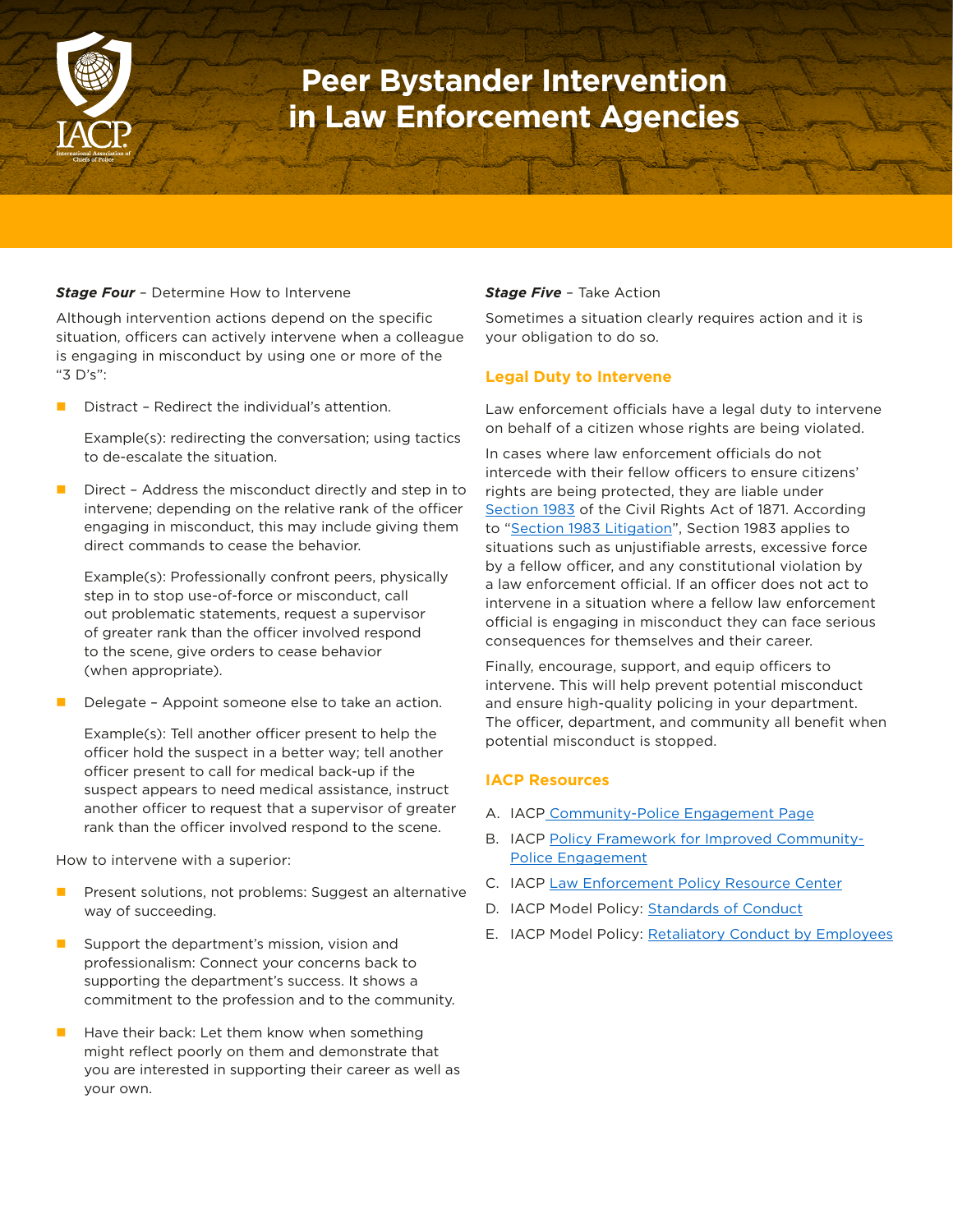# Peer Bystander Intervention in Law Enforcement Agencies

***Stage Four*** – Determine How to Intervene

Although intervention actions depend on the specific situation, officers can actively intervene when a colleague is engaging in misconduct by using one or more of the "3 D's":

- Distract – Redirect the individual's attention.

  Example(s): redirecting the conversation; using tactics to de-escalate the situation.

- Direct – Address the misconduct directly and step in to intervene; depending on the relative rank of the officer engaging in misconduct, this may include giving them direct commands to cease the behavior.

  Example(s): Professionally confront peers, physically step in to stop use-of-force or misconduct, call out problematic statements, request a supervisor of greater rank than the officer involved respond to the scene, give orders to cease behavior (when appropriate).

- Delegate – Appoint someone else to take an action.

  Example(s): Tell another officer present to help the officer hold the suspect in a better way; tell another officer present to call for medical back-up if the suspect appears to need medical assistance, instruct another officer to request that a supervisor of greater rank than the officer involved respond to the scene.

How to intervene with a superior:

- Present solutions, not problems: Suggest an alternative way of succeeding.
- Support the department's mission, vision and professionalism: Connect your concerns back to supporting the department's success. It shows a commitment to the profession and to the community.
- Have their back: Let them know when something might reflect poorly on them and demonstrate that you are interested in supporting their career as well as your own.

***Stage Five*** – Take Action

Sometimes a situation clearly requires action and it is your obligation to do so.

## Legal Duty to Intervene

Law enforcement officials have a legal duty to intervene on behalf of a citizen whose rights are being violated.

In cases where law enforcement officials do not intercede with their fellow officers to ensure citizens' rights are being protected, they are liable under Section 1983 of the Civil Rights Act of 1871. According to "Section 1983 Litigation", Section 1983 applies to situations such as unjustifiable arrests, excessive force by a fellow officer, and any constitutional violation by a law enforcement official. If an officer does not act to intervene in a situation where a fellow law enforcement official is engaging in misconduct they can face serious consequences for themselves and their career.

Finally, encourage, support, and equip officers to intervene. This will help prevent potential misconduct and ensure high-quality policing in your department. The officer, department, and community all benefit when potential misconduct is stopped.

## IACP Resources

A. IACP Community-Police Engagement Page

B. IACP Policy Framework for Improved Community-Police Engagement

C. IACP Law Enforcement Policy Resource Center

D. IACP Model Policy: Standards of Conduct

E. IACP Model Policy: Retaliatory Conduct by Employees